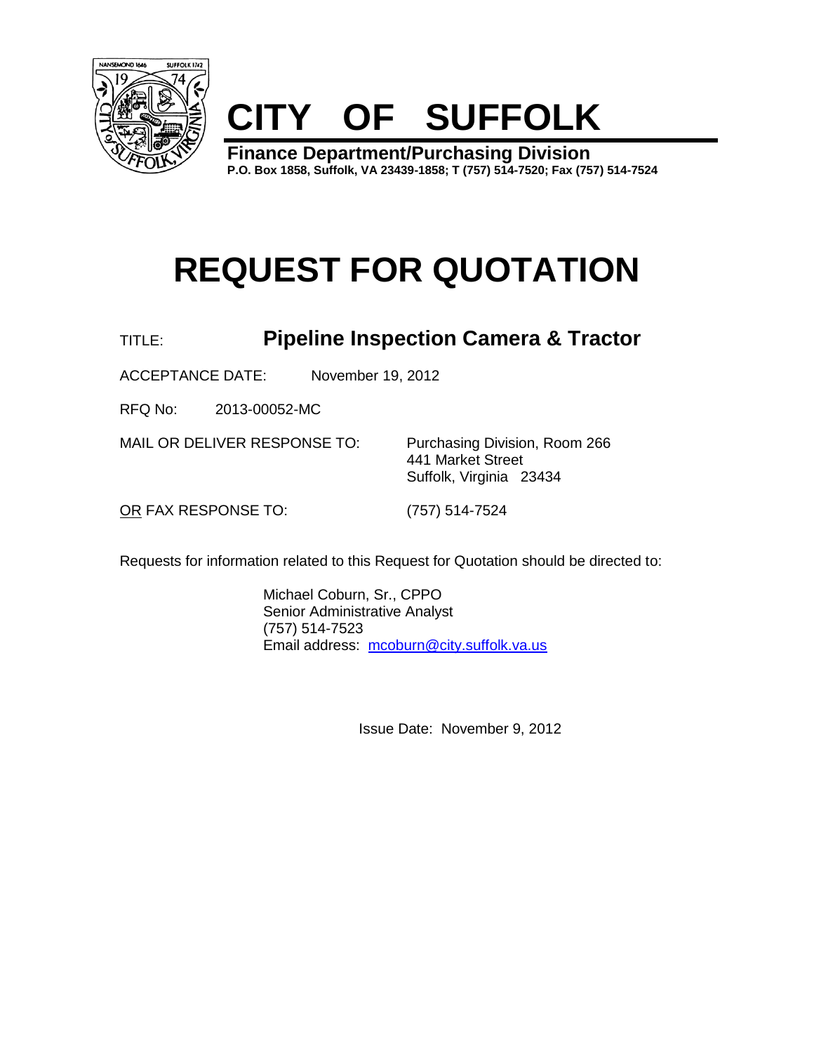# CITY OF SUFFOLK

**Finance Department/Purchasing Division**
**P.O. Box 1858, Suffolk, VA 23439-1858; T (757) 514-7520; Fax (757) 514-7524**

# REQUEST FOR QUOTATION

TITLE: **Pipeline Inspection Camera & Tractor**

ACCEPTANCE DATE: November 19, 2012

RFQ No: 2013-00052-MC

MAIL OR DELIVER RESPONSE TO: Purchasing Division, Room 266
441 Market Street
Suffolk, Virginia 23434

OR FAX RESPONSE TO: (757) 514-7524

Requests for information related to this Request for Quotation should be directed to:

Michael Coburn, Sr., CPPO
Senior Administrative Analyst
(757) 514-7523
Email address: mcoburn@city.suffolk.va.us

Issue Date: November 9, 2012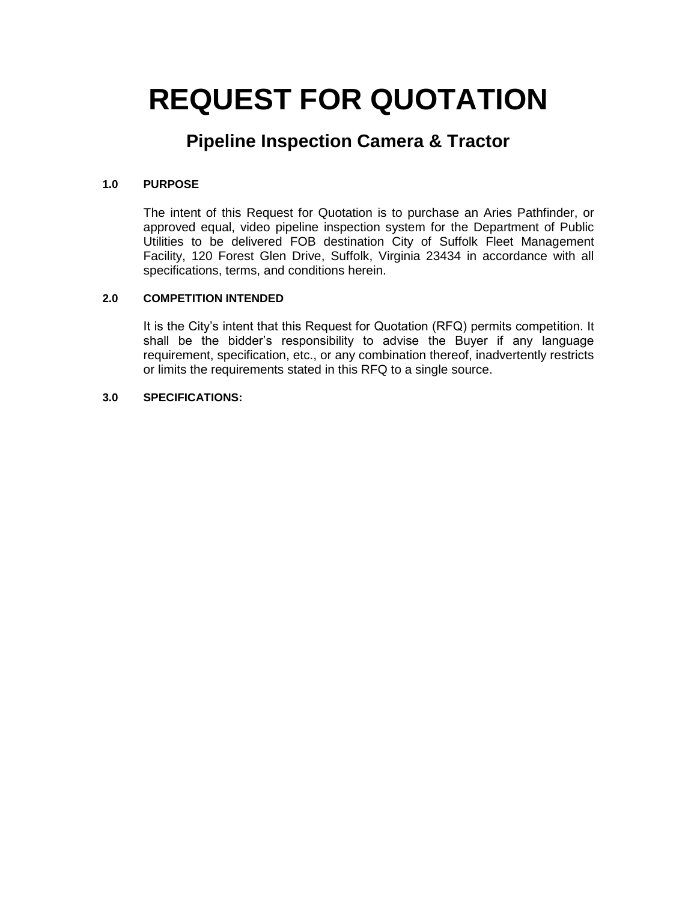# REQUEST FOR QUOTATION

## Pipeline Inspection Camera & Tractor

**1.0 PURPOSE**

The intent of this Request for Quotation is to purchase an Aries Pathfinder, or approved equal, video pipeline inspection system for the Department of Public Utilities to be delivered FOB destination City of Suffolk Fleet Management Facility, 120 Forest Glen Drive, Suffolk, Virginia 23434 in accordance with all specifications, terms, and conditions herein.

**2.0 COMPETITION INTENDED**

It is the City's intent that this Request for Quotation (RFQ) permits competition. It shall be the bidder's responsibility to advise the Buyer if any language requirement, specification, etc., or any combination thereof, inadvertently restricts or limits the requirements stated in this RFQ to a single source.

**3.0 SPECIFICATIONS:**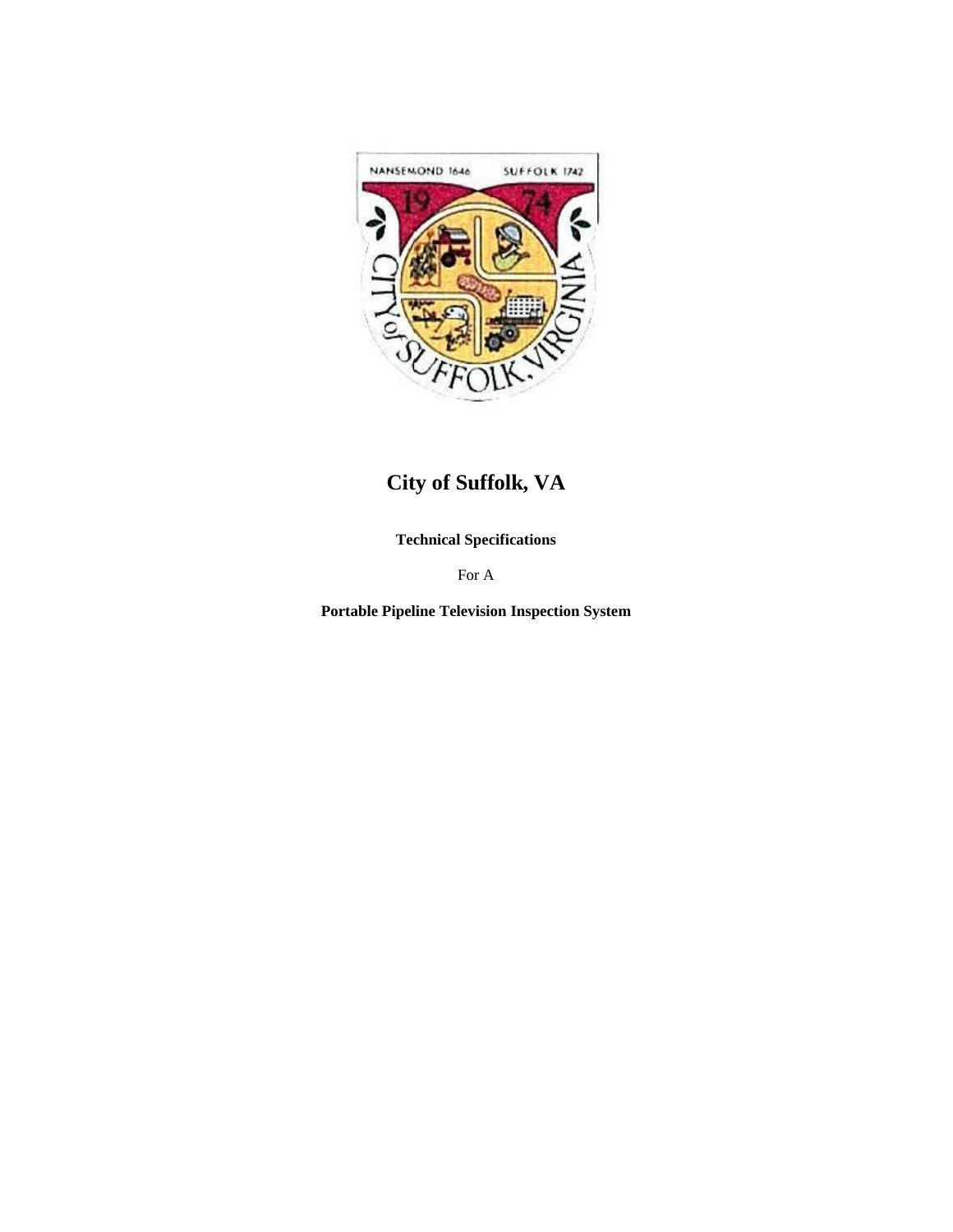# City of Suffolk, VA

**Technical Specifications**

For A

**Portable Pipeline Television Inspection System**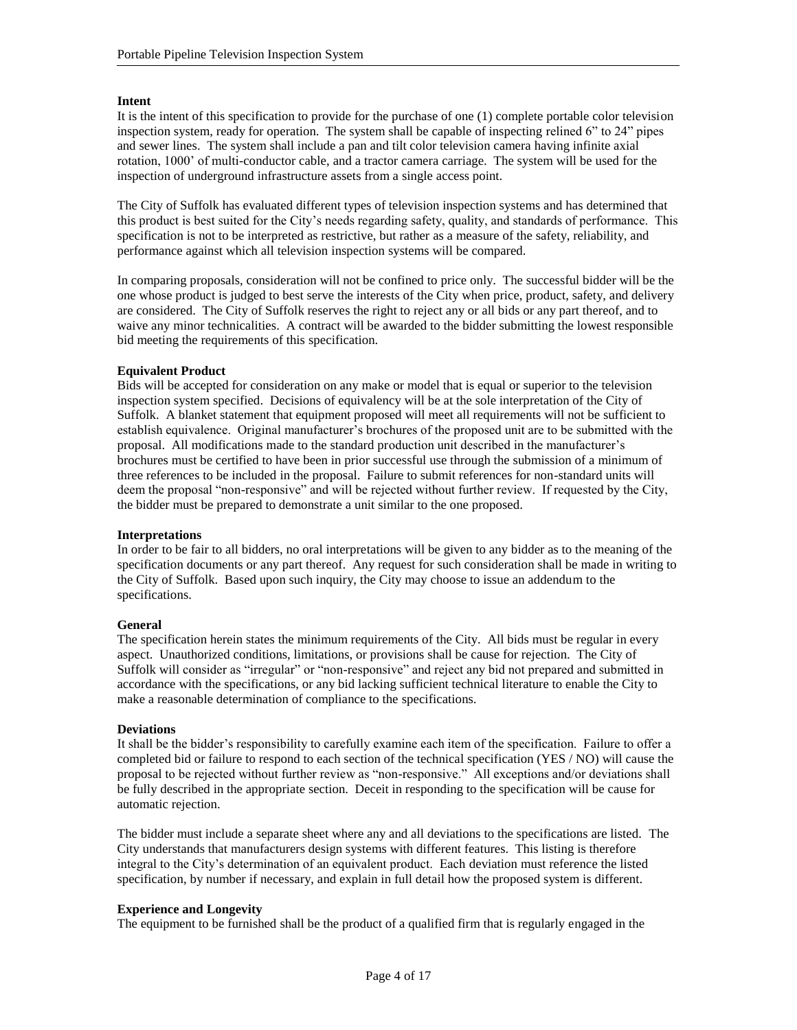**Intent**

It is the intent of this specification to provide for the purchase of one (1) complete portable color television inspection system, ready for operation. The system shall be capable of inspecting relined 6" to 24" pipes and sewer lines. The system shall include a pan and tilt color television camera having infinite axial rotation, 1000' of multi-conductor cable, and a tractor camera carriage. The system will be used for the inspection of underground infrastructure assets from a single access point.

The City of Suffolk has evaluated different types of television inspection systems and has determined that this product is best suited for the City's needs regarding safety, quality, and standards of performance. This specification is not to be interpreted as restrictive, but rather as a measure of the safety, reliability, and performance against which all television inspection systems will be compared.

In comparing proposals, consideration will not be confined to price only. The successful bidder will be the one whose product is judged to best serve the interests of the City when price, product, safety, and delivery are considered. The City of Suffolk reserves the right to reject any or all bids or any part thereof, and to waive any minor technicalities. A contract will be awarded to the bidder submitting the lowest responsible bid meeting the requirements of this specification.

**Equivalent Product**

Bids will be accepted for consideration on any make or model that is equal or superior to the television inspection system specified. Decisions of equivalency will be at the sole interpretation of the City of Suffolk. A blanket statement that equipment proposed will meet all requirements will not be sufficient to establish equivalence. Original manufacturer's brochures of the proposed unit are to be submitted with the proposal. All modifications made to the standard production unit described in the manufacturer's brochures must be certified to have been in prior successful use through the submission of a minimum of three references to be included in the proposal. Failure to submit references for non-standard units will deem the proposal "non-responsive" and will be rejected without further review. If requested by the City, the bidder must be prepared to demonstrate a unit similar to the one proposed.

**Interpretations**

In order to be fair to all bidders, no oral interpretations will be given to any bidder as to the meaning of the specification documents or any part thereof. Any request for such consideration shall be made in writing to the City of Suffolk. Based upon such inquiry, the City may choose to issue an addendum to the specifications.

**General**

The specification herein states the minimum requirements of the City. All bids must be regular in every aspect. Unauthorized conditions, limitations, or provisions shall be cause for rejection. The City of Suffolk will consider as "irregular" or "non-responsive" and reject any bid not prepared and submitted in accordance with the specifications, or any bid lacking sufficient technical literature to enable the City to make a reasonable determination of compliance to the specifications.

**Deviations**

It shall be the bidder's responsibility to carefully examine each item of the specification. Failure to offer a completed bid or failure to respond to each section of the technical specification (YES / NO) will cause the proposal to be rejected without further review as "non-responsive." All exceptions and/or deviations shall be fully described in the appropriate section. Deceit in responding to the specification will be cause for automatic rejection.

The bidder must include a separate sheet where any and all deviations to the specifications are listed. The City understands that manufacturers design systems with different features. This listing is therefore integral to the City's determination of an equivalent product. Each deviation must reference the listed specification, by number if necessary, and explain in full detail how the proposed system is different.

**Experience and Longevity**

The equipment to be furnished shall be the product of a qualified firm that is regularly engaged in the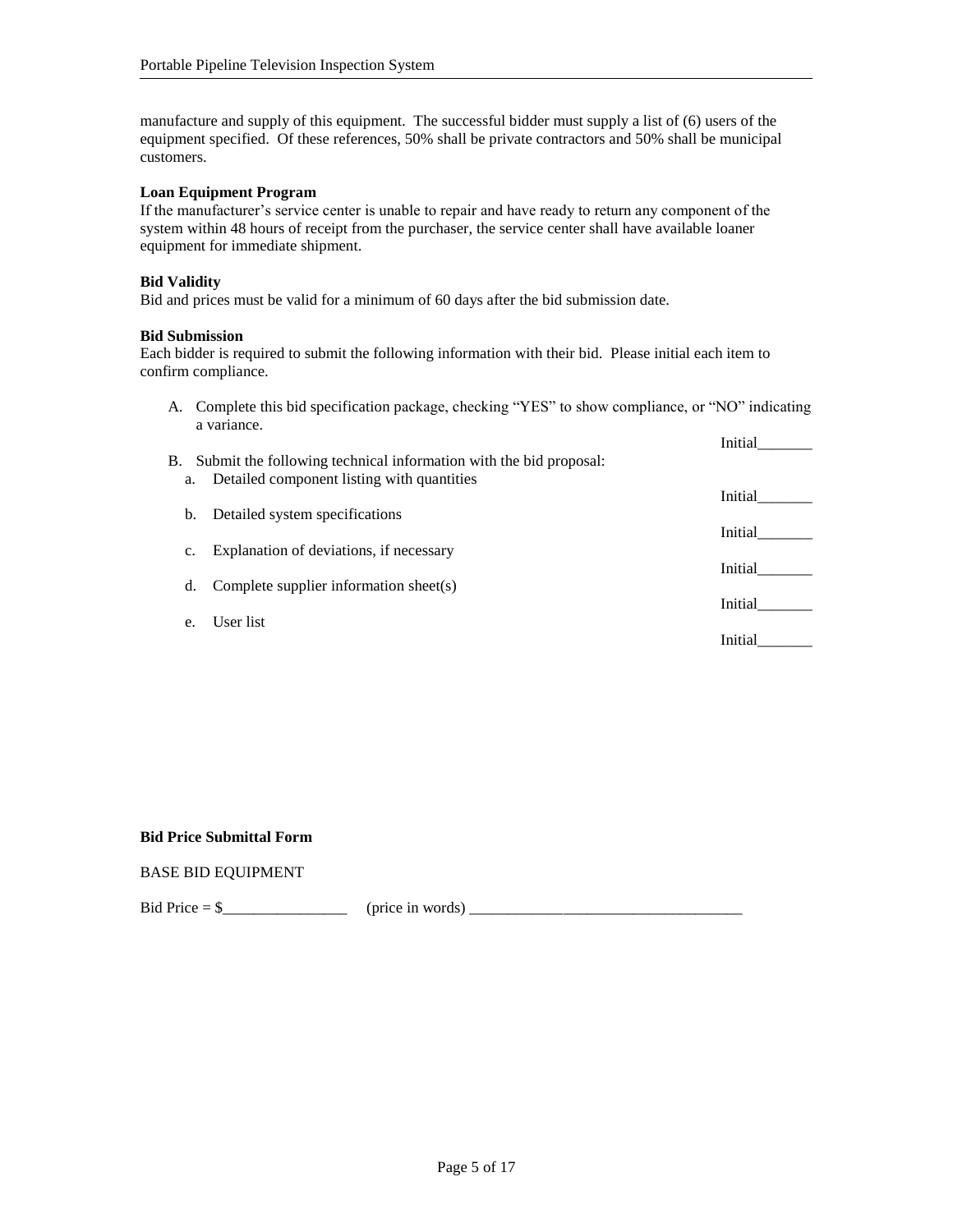manufacture and supply of this equipment. The successful bidder must supply a list of (6) users of the equipment specified. Of these references, 50% shall be private contractors and 50% shall be municipal customers.

**Loan Equipment Program**

If the manufacturer's service center is unable to repair and have ready to return any component of the system within 48 hours of receipt from the purchaser, the service center shall have available loaner equipment for immediate shipment.

**Bid Validity**

Bid and prices must be valid for a minimum of 60 days after the bid submission date.

**Bid Submission**

Each bidder is required to submit the following information with their bid. Please initial each item to confirm compliance.

A. Complete this bid specification package, checking "YES" to show compliance, or "NO" indicating a variance.

Initial_______

B. Submit the following technical information with the bid proposal:

a. Detailed component listing with quantities

Initial_______

b. Detailed system specifications

Initial_______

c. Explanation of deviations, if necessary

Initial_______

d. Complete supplier information sheet(s)

Initial_______

e. User list

Initial_______

**Bid Price Submittal Form**

BASE BID EQUIPMENT

Bid Price = $________________ (price in words) ___________________________________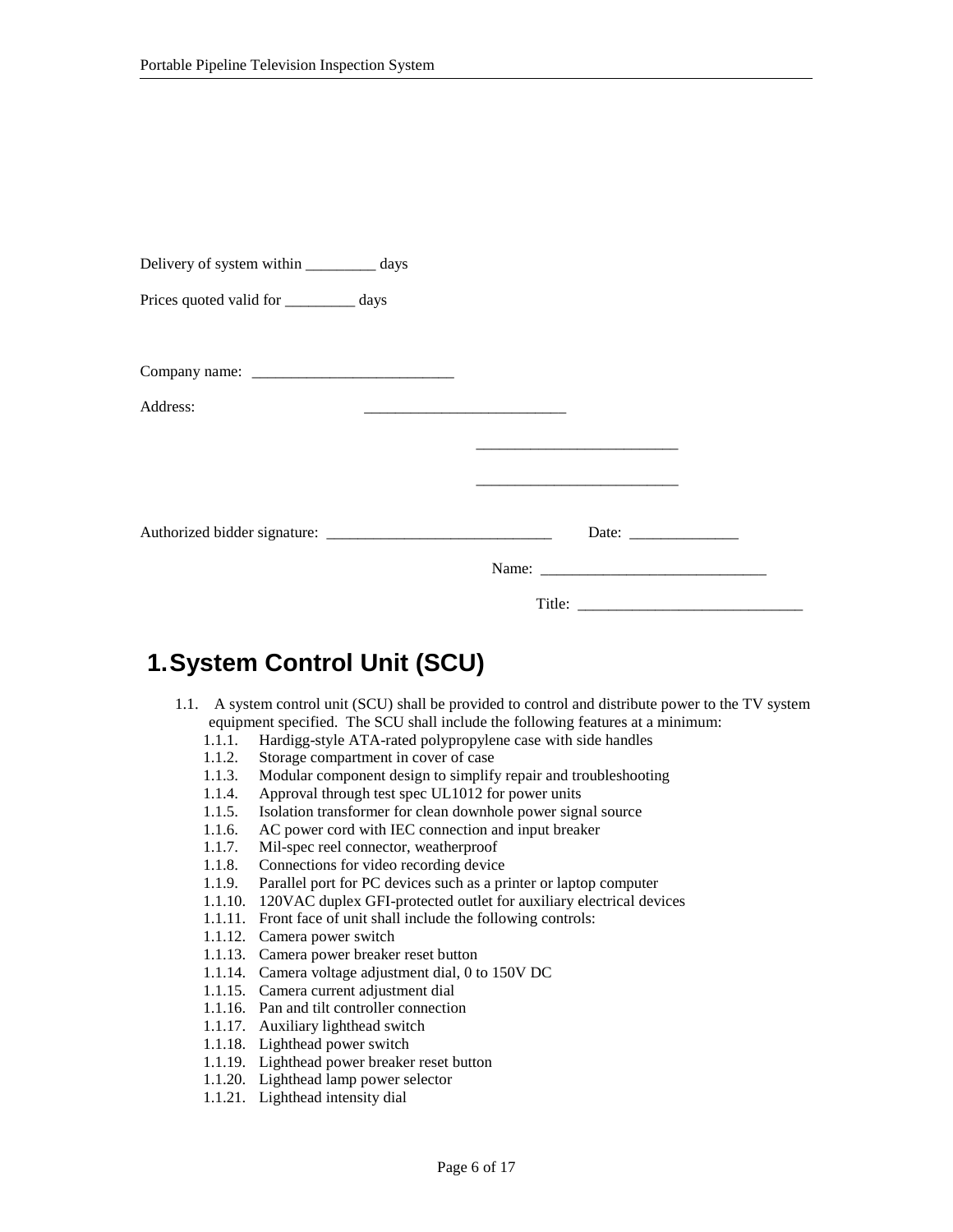Delivery of system within _________ days

Prices quoted valid for _________ days

Company name: __________________________

Address: __________________________

__________________________

__________________________

Authorized bidder signature: _____________________________ Date: ______________

Name: _____________________________

Title: _____________________________

# 1. System Control Unit (SCU)

1.1. A system control unit (SCU) shall be provided to control and distribute power to the TV system equipment specified. The SCU shall include the following features at a minimum:

- 1.1.1. Hardigg-style ATA-rated polypropylene case with side handles
- 1.1.2. Storage compartment in cover of case
- 1.1.3. Modular component design to simplify repair and troubleshooting
- 1.1.4. Approval through test spec UL1012 for power units
- 1.1.5. Isolation transformer for clean downhole power signal source
- 1.1.6. AC power cord with IEC connection and input breaker
- 1.1.7. Mil-spec reel connector, weatherproof
- 1.1.8. Connections for video recording device
- 1.1.9. Parallel port for PC devices such as a printer or laptop computer
- 1.1.10. 120VAC duplex GFI-protected outlet for auxiliary electrical devices
- 1.1.11. Front face of unit shall include the following controls:
- 1.1.12. Camera power switch
- 1.1.13. Camera power breaker reset button
- 1.1.14. Camera voltage adjustment dial, 0 to 150V DC
- 1.1.15. Camera current adjustment dial
- 1.1.16. Pan and tilt controller connection
- 1.1.17. Auxiliary lighthead switch
- 1.1.18. Lighthead power switch
- 1.1.19. Lighthead power breaker reset button
- 1.1.20. Lighthead lamp power selector
- 1.1.21. Lighthead intensity dial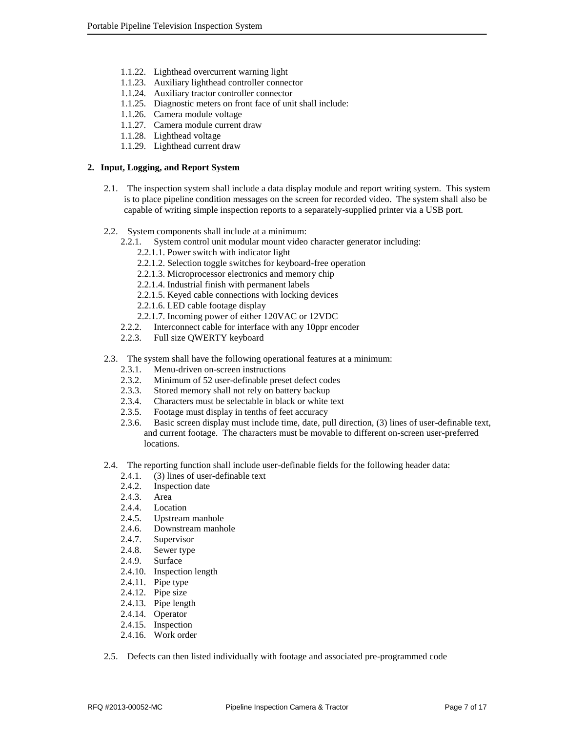- 1.1.22. Lighthead overcurrent warning light
- 1.1.23. Auxiliary lighthead controller connector
- 1.1.24. Auxiliary tractor controller connector
- 1.1.25. Diagnostic meters on front face of unit shall include:
- 1.1.26. Camera module voltage
- 1.1.27. Camera module current draw
- 1.1.28. Lighthead voltage
- 1.1.29. Lighthead current draw

## 2. Input, Logging, and Report System

2.1. The inspection system shall include a data display module and report writing system. This system is to place pipeline condition messages on the screen for recorded video. The system shall also be capable of writing simple inspection reports to a separately-supplied printer via a USB port.

2.2. System components shall include at a minimum:

- 2.2.1. System control unit modular mount video character generator including:
  - 2.2.1.1. Power switch with indicator light
  - 2.2.1.2. Selection toggle switches for keyboard-free operation
  - 2.2.1.3. Microprocessor electronics and memory chip
  - 2.2.1.4. Industrial finish with permanent labels
  - 2.2.1.5. Keyed cable connections with locking devices
  - 2.2.1.6. LED cable footage display
  - 2.2.1.7. Incoming power of either 120VAC or 12VDC
- 2.2.2. Interconnect cable for interface with any 10ppr encoder
- 2.2.3. Full size QWERTY keyboard

2.3. The system shall have the following operational features at a minimum:

- 2.3.1. Menu-driven on-screen instructions
- 2.3.2. Minimum of 52 user-definable preset defect codes
- 2.3.3. Stored memory shall not rely on battery backup
- 2.3.4. Characters must be selectable in black or white text
- 2.3.5. Footage must display in tenths of feet accuracy
- 2.3.6. Basic screen display must include time, date, pull direction, (3) lines of user-definable text, and current footage. The characters must be movable to different on-screen user-preferred locations.

2.4. The reporting function shall include user-definable fields for the following header data:

- 2.4.1. (3) lines of user-definable text
- 2.4.2. Inspection date
- 2.4.3. Area
- 2.4.4. Location
- 2.4.5. Upstream manhole
- 2.4.6. Downstream manhole
- 2.4.7. Supervisor
- 2.4.8. Sewer type
- 2.4.9. Surface
- 2.4.10. Inspection length
- 2.4.11. Pipe type
- 2.4.12. Pipe size
- 2.4.13. Pipe length
- 2.4.14. Operator
- 2.4.15. Inspection
- 2.4.16. Work order

2.5. Defects can then listed individually with footage and associated pre-programmed code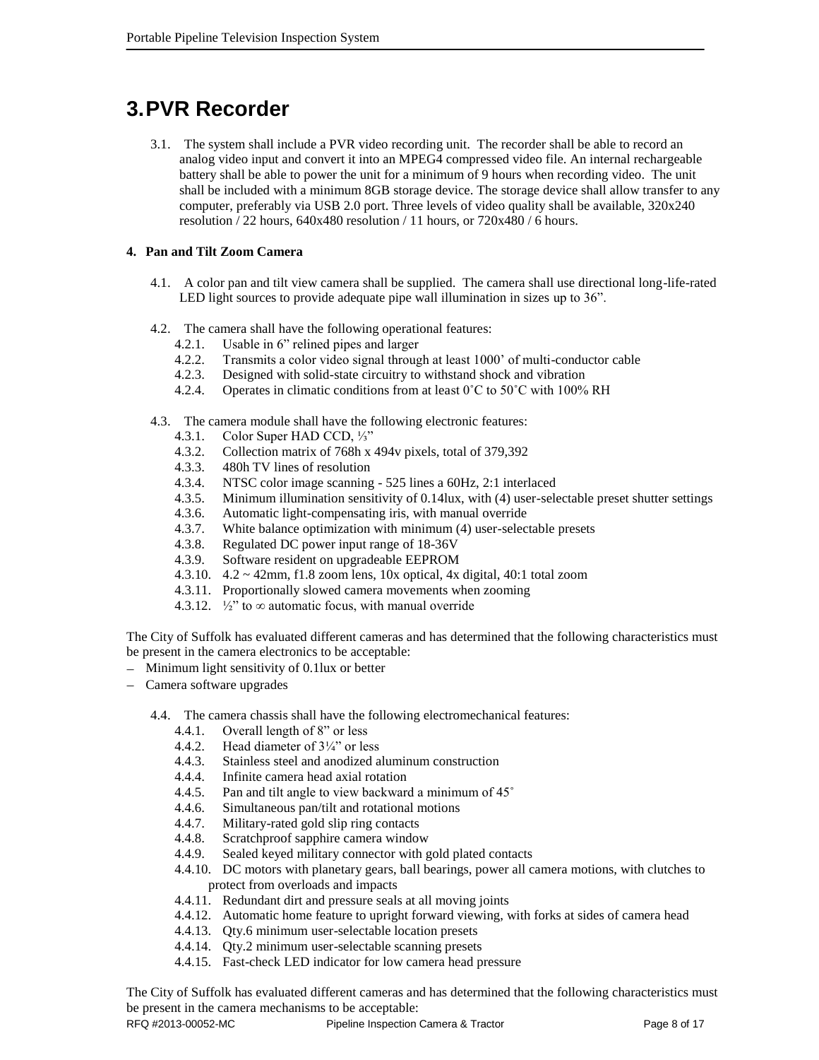# 3. PVR Recorder

3.1. The system shall include a PVR video recording unit. The recorder shall be able to record an analog video input and convert it into an MPEG4 compressed video file. An internal rechargeable battery shall be able to power the unit for a minimum of 9 hours when recording video. The unit shall be included with a minimum 8GB storage device. The storage device shall allow transfer to any computer, preferably via USB 2.0 port. Three levels of video quality shall be available, 320x240 resolution / 22 hours, 640x480 resolution / 11 hours, or 720x480 / 6 hours.

**4. Pan and Tilt Zoom Camera**

4.1. A color pan and tilt view camera shall be supplied. The camera shall use directional long-life-rated LED light sources to provide adequate pipe wall illumination in sizes up to 36".

4.2. The camera shall have the following operational features:
- 4.2.1. Usable in 6" relined pipes and larger
- 4.2.2. Transmits a color video signal through at least 1000' of multi-conductor cable
- 4.2.3. Designed with solid-state circuitry to withstand shock and vibration
- 4.2.4. Operates in climatic conditions from at least 0˚C to 50˚C with 100% RH

4.3. The camera module shall have the following electronic features:
- 4.3.1. Color Super HAD CCD, ⅓"
- 4.3.2. Collection matrix of 768h x 494v pixels, total of 379,392
- 4.3.3. 480h TV lines of resolution
- 4.3.4. NTSC color image scanning - 525 lines a 60Hz, 2:1 interlaced
- 4.3.5. Minimum illumination sensitivity of 0.14lux, with (4) user-selectable preset shutter settings
- 4.3.6. Automatic light-compensating iris, with manual override
- 4.3.7. White balance optimization with minimum (4) user-selectable presets
- 4.3.8. Regulated DC power input range of 18-36V
- 4.3.9. Software resident on upgradeable EEPROM
- 4.3.10. 4.2 ~ 42mm, f1.8 zoom lens, 10x optical, 4x digital, 40:1 total zoom
- 4.3.11. Proportionally slowed camera movements when zooming
- 4.3.12. ½" to ∞ automatic focus, with manual override

The City of Suffolk has evaluated different cameras and has determined that the following characteristics must be present in the camera electronics to be acceptable:
- Minimum light sensitivity of 0.1lux or better
- Camera software upgrades

4.4. The camera chassis shall have the following electromechanical features:
- 4.4.1. Overall length of 8" or less
- 4.4.2. Head diameter of 3¼" or less
- 4.4.3. Stainless steel and anodized aluminum construction
- 4.4.4. Infinite camera head axial rotation
- 4.4.5. Pan and tilt angle to view backward a minimum of 45˚
- 4.4.6. Simultaneous pan/tilt and rotational motions
- 4.4.7. Military-rated gold slip ring contacts
- 4.4.8. Scratchproof sapphire camera window
- 4.4.9. Sealed keyed military connector with gold plated contacts
- 4.4.10. DC motors with planetary gears, ball bearings, power all camera motions, with clutches to protect from overloads and impacts
- 4.4.11. Redundant dirt and pressure seals at all moving joints
- 4.4.12. Automatic home feature to upright forward viewing, with forks at sides of camera head
- 4.4.13. Qty.6 minimum user-selectable location presets
- 4.4.14. Qty.2 minimum user-selectable scanning presets
- 4.4.15. Fast-check LED indicator for low camera head pressure

The City of Suffolk has evaluated different cameras and has determined that the following characteristics must be present in the camera mechanisms to be acceptable: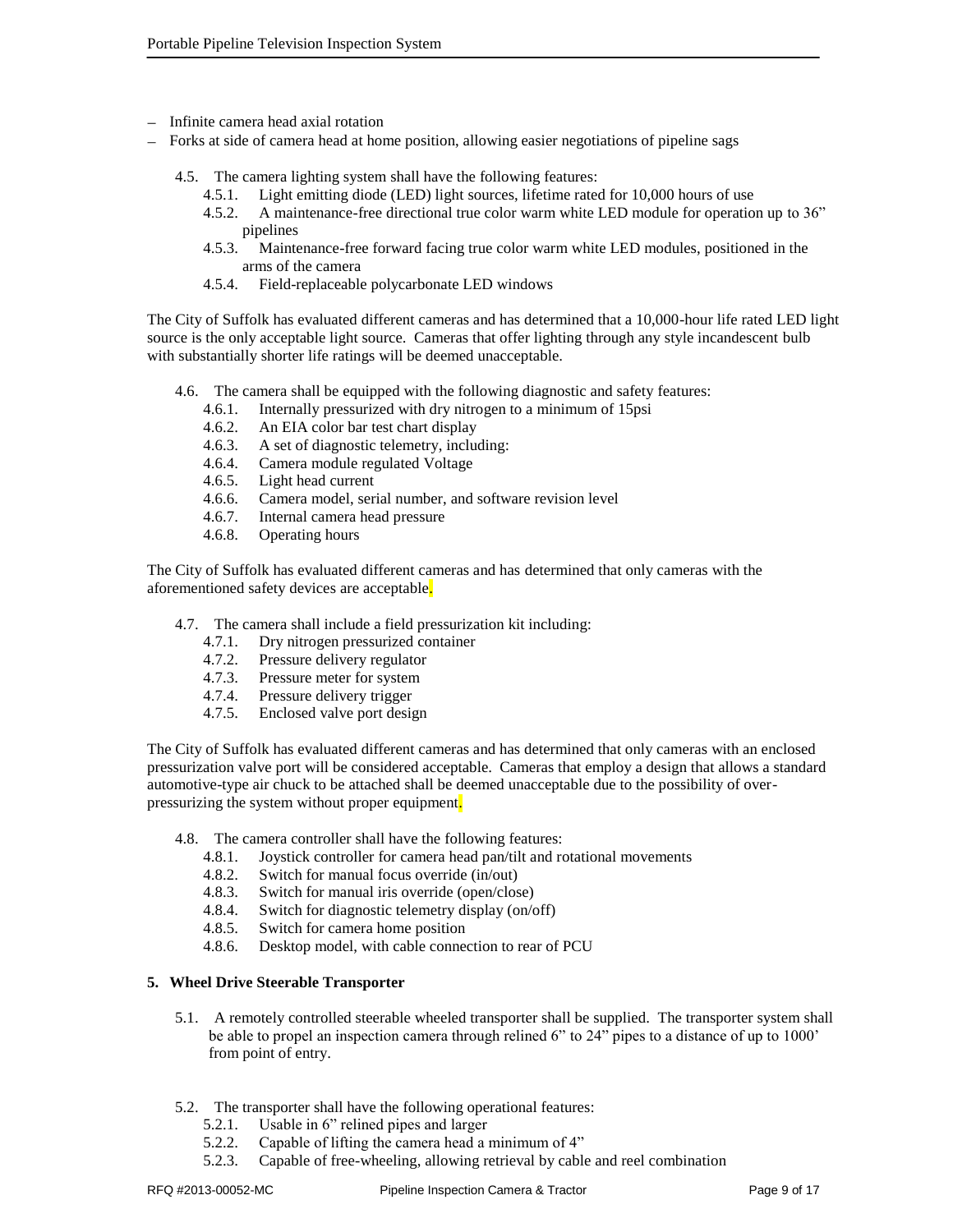- Infinite camera head axial rotation
- Forks at side of camera head at home position, allowing easier negotiations of pipeline sags

4.5. The camera lighting system shall have the following features:

4.5.1. Light emitting diode (LED) light sources, lifetime rated for 10,000 hours of use

4.5.2. A maintenance-free directional true color warm white LED module for operation up to 36" pipelines

4.5.3. Maintenance-free forward facing true color warm white LED modules, positioned in the arms of the camera

4.5.4. Field-replaceable polycarbonate LED windows

The City of Suffolk has evaluated different cameras and has determined that a 10,000-hour life rated LED light source is the only acceptable light source. Cameras that offer lighting through any style incandescent bulb with substantially shorter life ratings will be deemed unacceptable.

4.6. The camera shall be equipped with the following diagnostic and safety features:

4.6.1. Internally pressurized with dry nitrogen to a minimum of 15psi

4.6.2. An EIA color bar test chart display

4.6.3. A set of diagnostic telemetry, including:

4.6.4. Camera module regulated Voltage

4.6.5. Light head current

4.6.6. Camera model, serial number, and software revision level

4.6.7. Internal camera head pressure

4.6.8. Operating hours

The City of Suffolk has evaluated different cameras and has determined that only cameras with the aforementioned safety devices are acceptable.

4.7. The camera shall include a field pressurization kit including:

4.7.1. Dry nitrogen pressurized container

4.7.2. Pressure delivery regulator

4.7.3. Pressure meter for system

4.7.4. Pressure delivery trigger

4.7.5. Enclosed valve port design

The City of Suffolk has evaluated different cameras and has determined that only cameras with an enclosed pressurization valve port will be considered acceptable. Cameras that employ a design that allows a standard automotive-type air chuck to be attached shall be deemed unacceptable due to the possibility of over-pressurizing the system without proper equipment.

4.8. The camera controller shall have the following features:

4.8.1. Joystick controller for camera head pan/tilt and rotational movements

4.8.2. Switch for manual focus override (in/out)

4.8.3. Switch for manual iris override (open/close)

4.8.4. Switch for diagnostic telemetry display (on/off)

4.8.5. Switch for camera home position

4.8.6. Desktop model, with cable connection to rear of PCU

## 5. Wheel Drive Steerable Transporter

5.1. A remotely controlled steerable wheeled transporter shall be supplied. The transporter system shall be able to propel an inspection camera through relined 6" to 24" pipes to a distance of up to 1000' from point of entry.

5.2. The transporter shall have the following operational features:

5.2.1. Usable in 6" relined pipes and larger

5.2.2. Capable of lifting the camera head a minimum of 4"

5.2.3. Capable of free-wheeling, allowing retrieval by cable and reel combination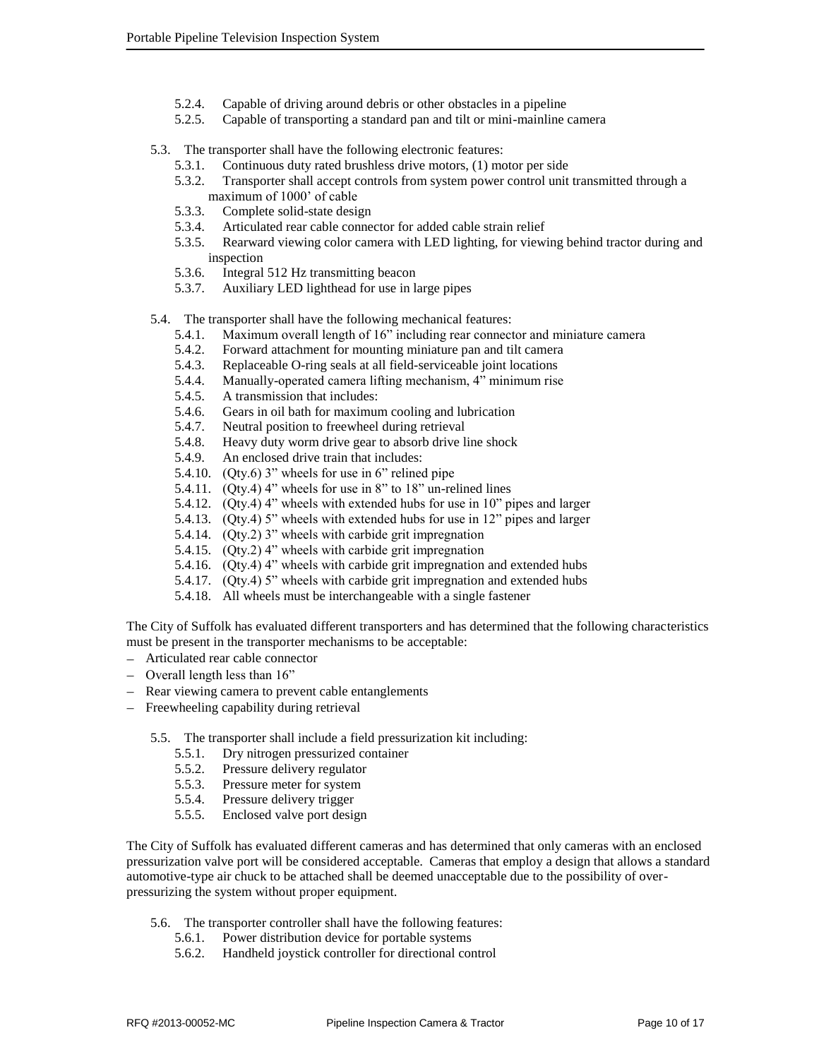- 5.2.4. Capable of driving around debris or other obstacles in a pipeline
- 5.2.5. Capable of transporting a standard pan and tilt or mini-mainline camera

5.3. The transporter shall have the following electronic features:

- 5.3.1. Continuous duty rated brushless drive motors, (1) motor per side
- 5.3.2. Transporter shall accept controls from system power control unit transmitted through a maximum of 1000' of cable
- 5.3.3. Complete solid-state design
- 5.3.4. Articulated rear cable connector for added cable strain relief
- 5.3.5. Rearward viewing color camera with LED lighting, for viewing behind tractor during and inspection
- 5.3.6. Integral 512 Hz transmitting beacon
- 5.3.7. Auxiliary LED lighthead for use in large pipes

5.4. The transporter shall have the following mechanical features:

- 5.4.1. Maximum overall length of 16" including rear connector and miniature camera
- 5.4.2. Forward attachment for mounting miniature pan and tilt camera
- 5.4.3. Replaceable O-ring seals at all field-serviceable joint locations
- 5.4.4. Manually-operated camera lifting mechanism, 4" minimum rise
- 5.4.5. A transmission that includes:
- 5.4.6. Gears in oil bath for maximum cooling and lubrication
- 5.4.7. Neutral position to freewheel during retrieval
- 5.4.8. Heavy duty worm drive gear to absorb drive line shock
- 5.4.9. An enclosed drive train that includes:
- 5.4.10. (Qty.6) 3" wheels for use in 6" relined pipe
- 5.4.11. (Qty.4) 4" wheels for use in 8" to 18" un-relined lines
- 5.4.12. (Qty.4) 4" wheels with extended hubs for use in 10" pipes and larger
- 5.4.13. (Qty.4) 5" wheels with extended hubs for use in 12" pipes and larger
- 5.4.14. (Qty.2) 3" wheels with carbide grit impregnation
- 5.4.15. (Qty.2) 4" wheels with carbide grit impregnation
- 5.4.16. (Qty.4) 4" wheels with carbide grit impregnation and extended hubs
- 5.4.17. (Qty.4) 5" wheels with carbide grit impregnation and extended hubs
- 5.4.18. All wheels must be interchangeable with a single fastener

The City of Suffolk has evaluated different transporters and has determined that the following characteristics must be present in the transporter mechanisms to be acceptable:

- Articulated rear cable connector
- Overall length less than 16"
- Rear viewing camera to prevent cable entanglements
- Freewheeling capability during retrieval

5.5. The transporter shall include a field pressurization kit including:

- 5.5.1. Dry nitrogen pressurized container
- 5.5.2. Pressure delivery regulator
- 5.5.3. Pressure meter for system
- 5.5.4. Pressure delivery trigger
- 5.5.5. Enclosed valve port design

The City of Suffolk has evaluated different cameras and has determined that only cameras with an enclosed pressurization valve port will be considered acceptable. Cameras that employ a design that allows a standard automotive-type air chuck to be attached shall be deemed unacceptable due to the possibility of over-pressurizing the system without proper equipment.

5.6. The transporter controller shall have the following features:

- 5.6.1. Power distribution device for portable systems
- 5.6.2. Handheld joystick controller for directional control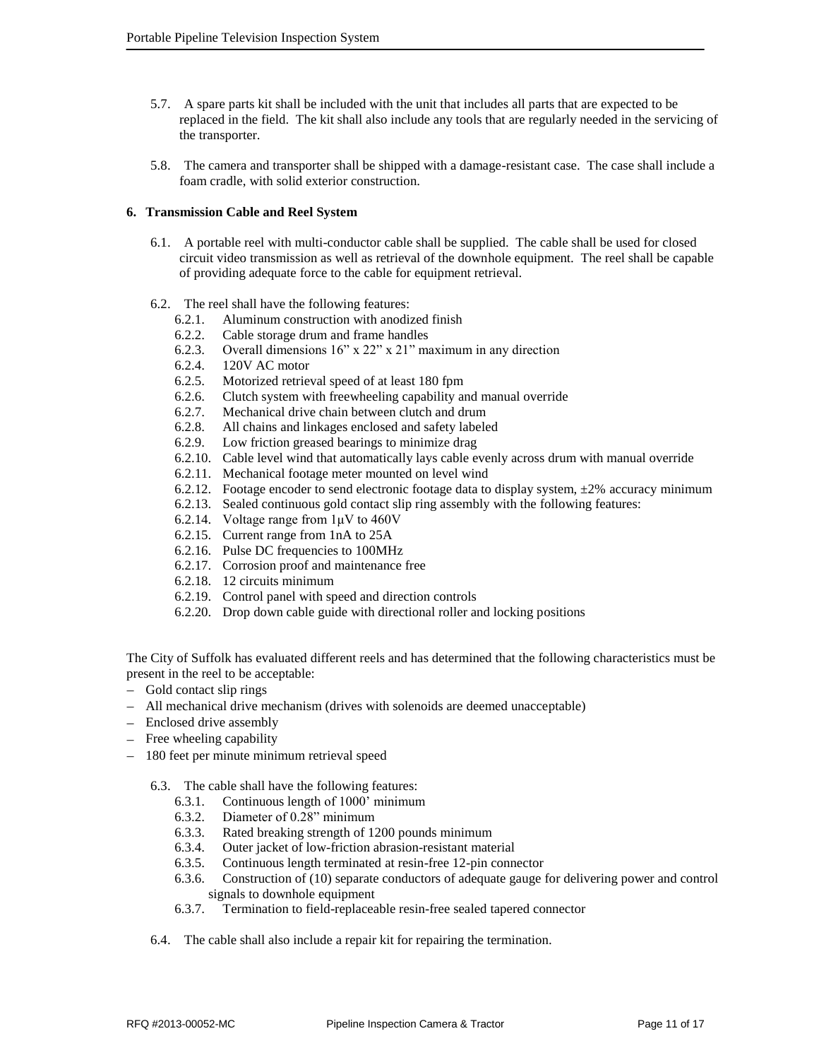5.7. A spare parts kit shall be included with the unit that includes all parts that are expected to be replaced in the field. The kit shall also include any tools that are regularly needed in the servicing of the transporter.

5.8. The camera and transporter shall be shipped with a damage-resistant case. The case shall include a foam cradle, with solid exterior construction.

**6. Transmission Cable and Reel System**

6.1. A portable reel with multi-conductor cable shall be supplied. The cable shall be used for closed circuit video transmission as well as retrieval of the downhole equipment. The reel shall be capable of providing adequate force to the cable for equipment retrieval.

6.2. The reel shall have the following features:

- 6.2.1. Aluminum construction with anodized finish
- 6.2.2. Cable storage drum and frame handles
- 6.2.3. Overall dimensions 16" x 22" x 21" maximum in any direction
- 6.2.4. 120V AC motor
- 6.2.5. Motorized retrieval speed of at least 180 fpm
- 6.2.6. Clutch system with freewheeling capability and manual override
- 6.2.7. Mechanical drive chain between clutch and drum
- 6.2.8. All chains and linkages enclosed and safety labeled
- 6.2.9. Low friction greased bearings to minimize drag
- 6.2.10. Cable level wind that automatically lays cable evenly across drum with manual override
- 6.2.11. Mechanical footage meter mounted on level wind
- 6.2.12. Footage encoder to send electronic footage data to display system, ±2% accuracy minimum
- 6.2.13. Sealed continuous gold contact slip ring assembly with the following features:
- 6.2.14. Voltage range from 1μV to 460V
- 6.2.15. Current range from 1nA to 25A
- 6.2.16. Pulse DC frequencies to 100MHz
- 6.2.17. Corrosion proof and maintenance free
- 6.2.18. 12 circuits minimum
- 6.2.19. Control panel with speed and direction controls
- 6.2.20. Drop down cable guide with directional roller and locking positions

The City of Suffolk has evaluated different reels and has determined that the following characteristics must be present in the reel to be acceptable:

- Gold contact slip rings
- All mechanical drive mechanism (drives with solenoids are deemed unacceptable)
- Enclosed drive assembly
- Free wheeling capability
- 180 feet per minute minimum retrieval speed

6.3. The cable shall have the following features:

- 6.3.1. Continuous length of 1000' minimum
- 6.3.2. Diameter of 0.28" minimum
- 6.3.3. Rated breaking strength of 1200 pounds minimum
- 6.3.4. Outer jacket of low-friction abrasion-resistant material
- 6.3.5. Continuous length terminated at resin-free 12-pin connector
- 6.3.6. Construction of (10) separate conductors of adequate gauge for delivering power and control signals to downhole equipment
- 6.3.7. Termination to field-replaceable resin-free sealed tapered connector

6.4. The cable shall also include a repair kit for repairing the termination.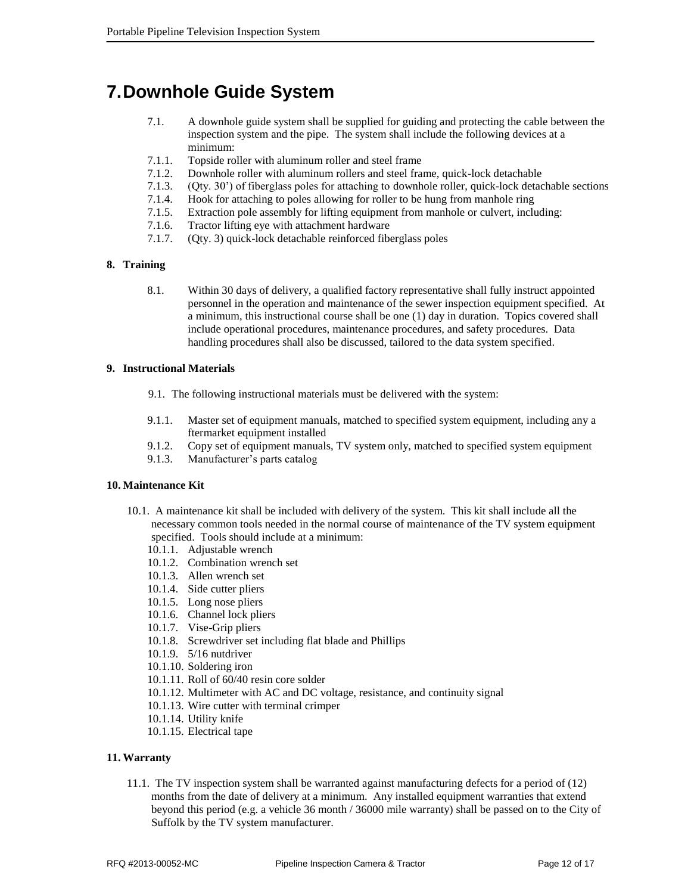# 7. Downhole Guide System

7.1. A downhole guide system shall be supplied for guiding and protecting the cable between the inspection system and the pipe. The system shall include the following devices at a minimum:

7.1.1. Topside roller with aluminum roller and steel frame
7.1.2. Downhole roller with aluminum rollers and steel frame, quick-lock detachable
7.1.3. (Qty. 30') of fiberglass poles for attaching to downhole roller, quick-lock detachable sections
7.1.4. Hook for attaching to poles allowing for roller to be hung from manhole ring
7.1.5. Extraction pole assembly for lifting equipment from manhole or culvert, including:
7.1.6. Tractor lifting eye with attachment hardware
7.1.7. (Qty. 3) quick-lock detachable reinforced fiberglass poles

**8. Training**

8.1. Within 30 days of delivery, a qualified factory representative shall fully instruct appointed personnel in the operation and maintenance of the sewer inspection equipment specified. At a minimum, this instructional course shall be one (1) day in duration. Topics covered shall include operational procedures, maintenance procedures, and safety procedures. Data handling procedures shall also be discussed, tailored to the data system specified.

**9. Instructional Materials**

9.1. The following instructional materials must be delivered with the system:

9.1.1. Master set of equipment manuals, matched to specified system equipment, including any a ftermarket equipment installed
9.1.2. Copy set of equipment manuals, TV system only, matched to specified system equipment
9.1.3. Manufacturer's parts catalog

**10. Maintenance Kit**

10.1. A maintenance kit shall be included with delivery of the system. This kit shall include all the necessary common tools needed in the normal course of maintenance of the TV system equipment specified. Tools should include at a minimum:

10.1.1. Adjustable wrench
10.1.2. Combination wrench set
10.1.3. Allen wrench set
10.1.4. Side cutter pliers
10.1.5. Long nose pliers
10.1.6. Channel lock pliers
10.1.7. Vise-Grip pliers
10.1.8. Screwdriver set including flat blade and Phillips
10.1.9. 5/16 nutdriver
10.1.10. Soldering iron
10.1.11. Roll of 60/40 resin core solder
10.1.12. Multimeter with AC and DC voltage, resistance, and continuity signal
10.1.13. Wire cutter with terminal crimper
10.1.14. Utility knife
10.1.15. Electrical tape

**11. Warranty**

11.1. The TV inspection system shall be warranted against manufacturing defects for a period of (12) months from the date of delivery at a minimum. Any installed equipment warranties that extend beyond this period (e.g. a vehicle 36 month / 36000 mile warranty) shall be passed on to the City of Suffolk by the TV system manufacturer.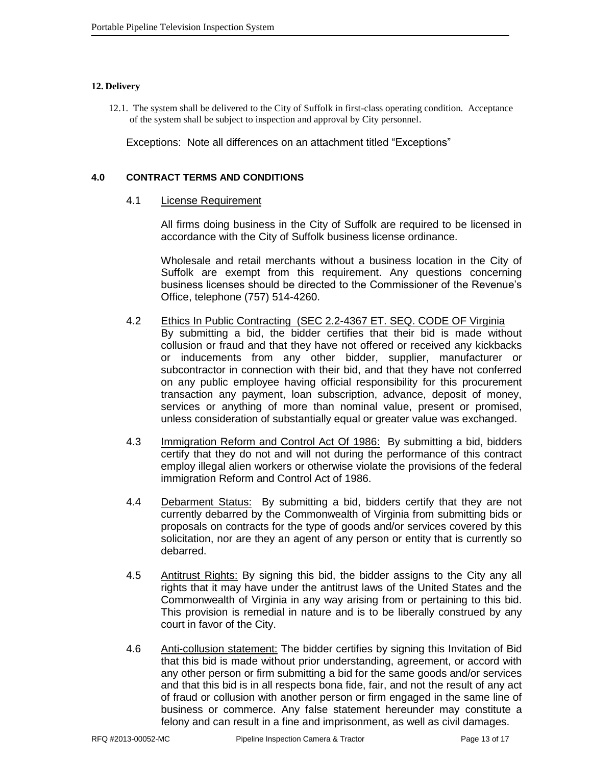### 12. Delivery

12.1. The system shall be delivered to the City of Suffolk in first-class operating condition. Acceptance of the system shall be subject to inspection and approval by City personnel.

Exceptions: Note all differences on an attachment titled "Exceptions"

## 4.0 CONTRACT TERMS AND CONDITIONS

4.1 License Requirement

All firms doing business in the City of Suffolk are required to be licensed in accordance with the City of Suffolk business license ordinance.

Wholesale and retail merchants without a business location in the City of Suffolk are exempt from this requirement. Any questions concerning business licenses should be directed to the Commissioner of the Revenue's Office, telephone (757) 514-4260.

4.2 Ethics In Public Contracting (SEC 2.2-4367 ET. SEQ. CODE OF Virginia
By submitting a bid, the bidder certifies that their bid is made without collusion or fraud and that they have not offered or received any kickbacks or inducements from any other bidder, supplier, manufacturer or subcontractor in connection with their bid, and that they have not conferred on any public employee having official responsibility for this procurement transaction any payment, loan subscription, advance, deposit of money, services or anything of more than nominal value, present or promised, unless consideration of substantially equal or greater value was exchanged.

4.3 Immigration Reform and Control Act Of 1986: By submitting a bid, bidders certify that they do not and will not during the performance of this contract employ illegal alien workers or otherwise violate the provisions of the federal immigration Reform and Control Act of 1986.

4.4 Debarment Status: By submitting a bid, bidders certify that they are not currently debarred by the Commonwealth of Virginia from submitting bids or proposals on contracts for the type of goods and/or services covered by this solicitation, nor are they an agent of any person or entity that is currently so debarred.

4.5 Antitrust Rights: By signing this bid, the bidder assigns to the City any all rights that it may have under the antitrust laws of the United States and the Commonwealth of Virginia in any way arising from or pertaining to this bid. This provision is remedial in nature and is to be liberally construed by any court in favor of the City.

4.6 Anti-collusion statement: The bidder certifies by signing this Invitation of Bid that this bid is made without prior understanding, agreement, or accord with any other person or firm submitting a bid for the same goods and/or services and that this bid is in all respects bona fide, fair, and not the result of any act of fraud or collusion with another person or firm engaged in the same line of business or commerce. Any false statement hereunder may constitute a felony and can result in a fine and imprisonment, as well as civil damages.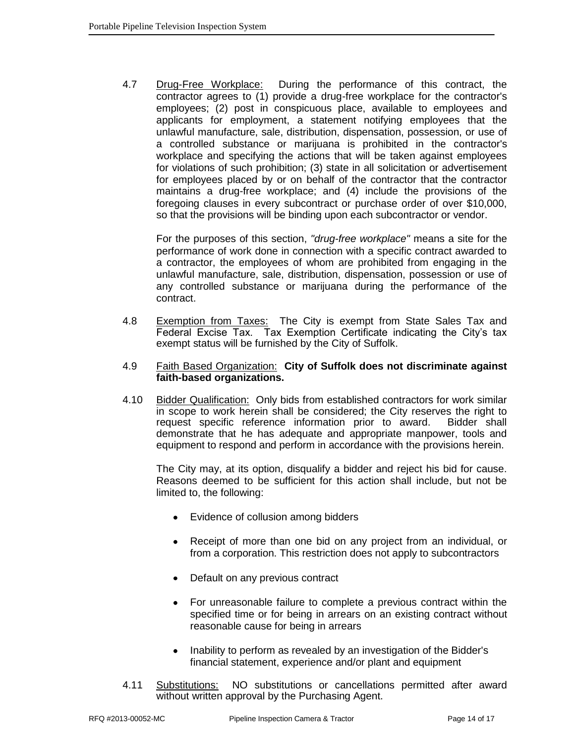4.7 Drug-Free Workplace: During the performance of this contract, the contractor agrees to (1) provide a drug-free workplace for the contractor's employees; (2) post in conspicuous place, available to employees and applicants for employment, a statement notifying employees that the unlawful manufacture, sale, distribution, dispensation, possession, or use of a controlled substance or marijuana is prohibited in the contractor's workplace and specifying the actions that will be taken against employees for violations of such prohibition; (3) state in all solicitation or advertisement for employees placed by or on behalf of the contractor that the contractor maintains a drug-free workplace; and (4) include the provisions of the foregoing clauses in every subcontract or purchase order of over $10,000, so that the provisions will be binding upon each subcontractor or vendor.

For the purposes of this section, *"drug-free workplace"* means a site for the performance of work done in connection with a specific contract awarded to a contractor, the employees of whom are prohibited from engaging in the unlawful manufacture, sale, distribution, dispensation, possession or use of any controlled substance or marijuana during the performance of the contract.

4.8 Exemption from Taxes: The City is exempt from State Sales Tax and Federal Excise Tax. Tax Exemption Certificate indicating the City's tax exempt status will be furnished by the City of Suffolk.

4.9 Faith Based Organization: **City of Suffolk does not discriminate against faith-based organizations.**

4.10 Bidder Qualification: Only bids from established contractors for work similar in scope to work herein shall be considered; the City reserves the right to request specific reference information prior to award. Bidder shall demonstrate that he has adequate and appropriate manpower, tools and equipment to respond and perform in accordance with the provisions herein.

The City may, at its option, disqualify a bidder and reject his bid for cause. Reasons deemed to be sufficient for this action shall include, but not be limited to, the following:

- Evidence of collusion among bidders
- Receipt of more than one bid on any project from an individual, or from a corporation. This restriction does not apply to subcontractors
- Default on any previous contract
- For unreasonable failure to complete a previous contract within the specified time or for being in arrears on an existing contract without reasonable cause for being in arrears
- Inability to perform as revealed by an investigation of the Bidder's financial statement, experience and/or plant and equipment

4.11 Substitutions: NO substitutions or cancellations permitted after award without written approval by the Purchasing Agent.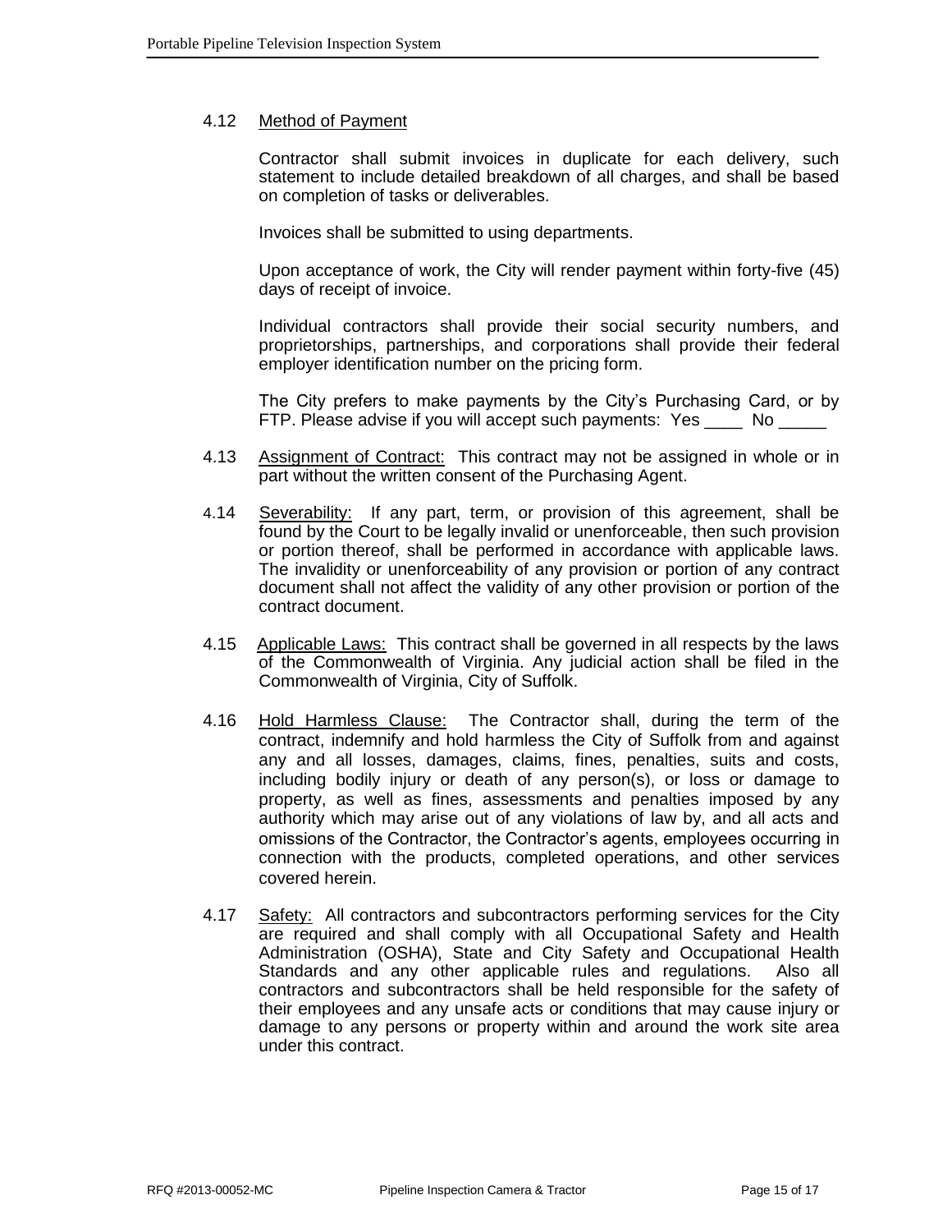### 4.12 Method of Payment

Contractor shall submit invoices in duplicate for each delivery, such statement to include detailed breakdown of all charges, and shall be based on completion of tasks or deliverables.

Invoices shall be submitted to using departments.

Upon acceptance of work, the City will render payment within forty-five (45) days of receipt of invoice.

Individual contractors shall provide their social security numbers, and proprietorships, partnerships, and corporations shall provide their federal employer identification number on the pricing form.

The City prefers to make payments by the City's Purchasing Card, or by FTP. Please advise if you will accept such payments: Yes ____ No _____

4.13 Assignment of Contract: This contract may not be assigned in whole or in part without the written consent of the Purchasing Agent.

4.14 Severability: If any part, term, or provision of this agreement, shall be found by the Court to be legally invalid or unenforceable, then such provision or portion thereof, shall be performed in accordance with applicable laws. The invalidity or unenforceability of any provision or portion of any contract document shall not affect the validity of any other provision or portion of the contract document.

4.15 Applicable Laws: This contract shall be governed in all respects by the laws of the Commonwealth of Virginia. Any judicial action shall be filed in the Commonwealth of Virginia, City of Suffolk.

4.16 Hold Harmless Clause: The Contractor shall, during the term of the contract, indemnify and hold harmless the City of Suffolk from and against any and all losses, damages, claims, fines, penalties, suits and costs, including bodily injury or death of any person(s), or loss or damage to property, as well as fines, assessments and penalties imposed by any authority which may arise out of any violations of law by, and all acts and omissions of the Contractor, the Contractor's agents, employees occurring in connection with the products, completed operations, and other services covered herein.

4.17 Safety: All contractors and subcontractors performing services for the City are required and shall comply with all Occupational Safety and Health Administration (OSHA), State and City Safety and Occupational Health Standards and any other applicable rules and regulations. Also all contractors and subcontractors shall be held responsible for the safety of their employees and any unsafe acts or conditions that may cause injury or damage to any persons or property within and around the work site area under this contract.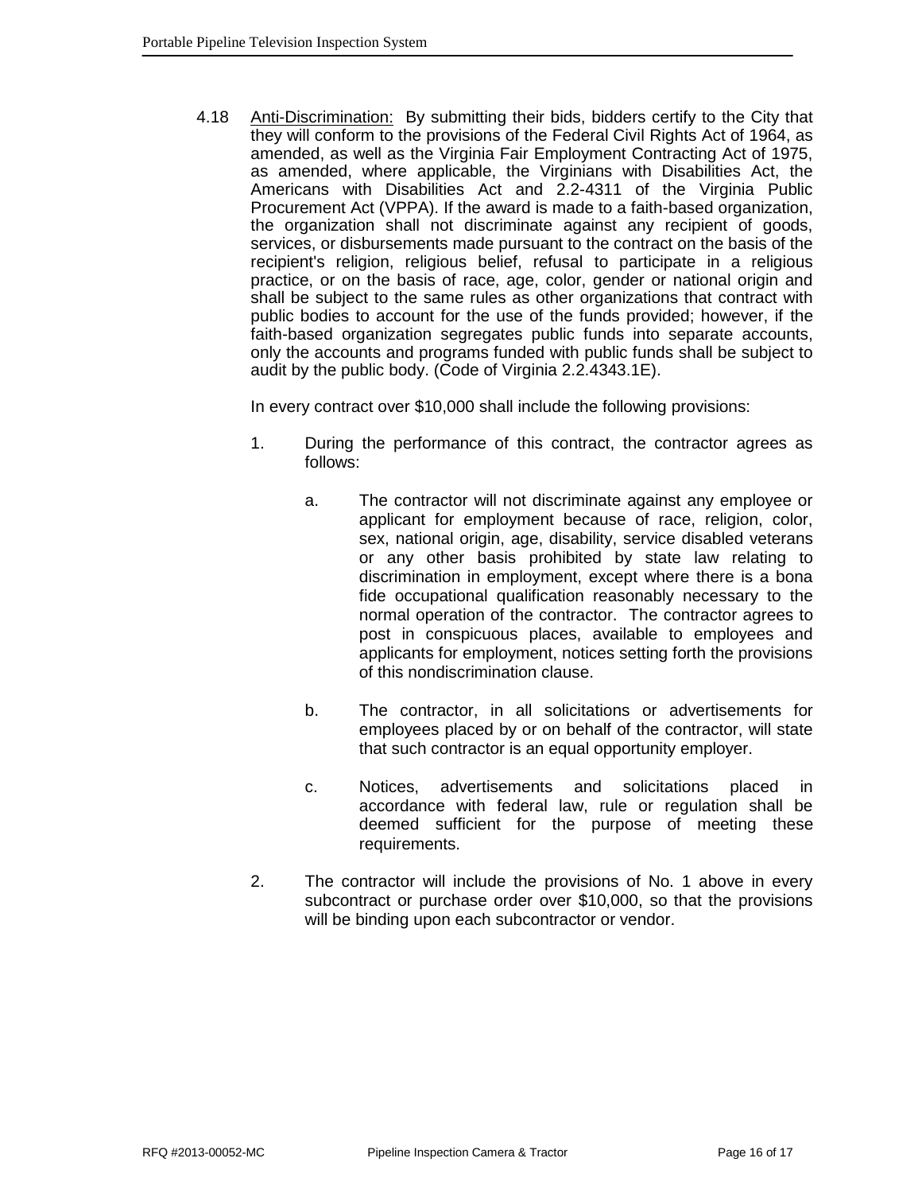4.18 Anti-Discrimination: By submitting their bids, bidders certify to the City that they will conform to the provisions of the Federal Civil Rights Act of 1964, as amended, as well as the Virginia Fair Employment Contracting Act of 1975, as amended, where applicable, the Virginians with Disabilities Act, the Americans with Disabilities Act and 2.2-4311 of the Virginia Public Procurement Act (VPPA). If the award is made to a faith-based organization, the organization shall not discriminate against any recipient of goods, services, or disbursements made pursuant to the contract on the basis of the recipient's religion, religious belief, refusal to participate in a religious practice, or on the basis of race, age, color, gender or national origin and shall be subject to the same rules as other organizations that contract with public bodies to account for the use of the funds provided; however, if the faith-based organization segregates public funds into separate accounts, only the accounts and programs funded with public funds shall be subject to audit by the public body. (Code of Virginia 2.2.4343.1E).

In every contract over $10,000 shall include the following provisions:

1. During the performance of this contract, the contractor agrees as follows:

   a. The contractor will not discriminate against any employee or applicant for employment because of race, religion, color, sex, national origin, age, disability, service disabled veterans or any other basis prohibited by state law relating to discrimination in employment, except where there is a bona fide occupational qualification reasonably necessary to the normal operation of the contractor. The contractor agrees to post in conspicuous places, available to employees and applicants for employment, notices setting forth the provisions of this nondiscrimination clause.

   b. The contractor, in all solicitations or advertisements for employees placed by or on behalf of the contractor, will state that such contractor is an equal opportunity employer.

   c. Notices, advertisements and solicitations placed in accordance with federal law, rule or regulation shall be deemed sufficient for the purpose of meeting these requirements.

2. The contractor will include the provisions of No. 1 above in every subcontract or purchase order over $10,000, so that the provisions will be binding upon each subcontractor or vendor.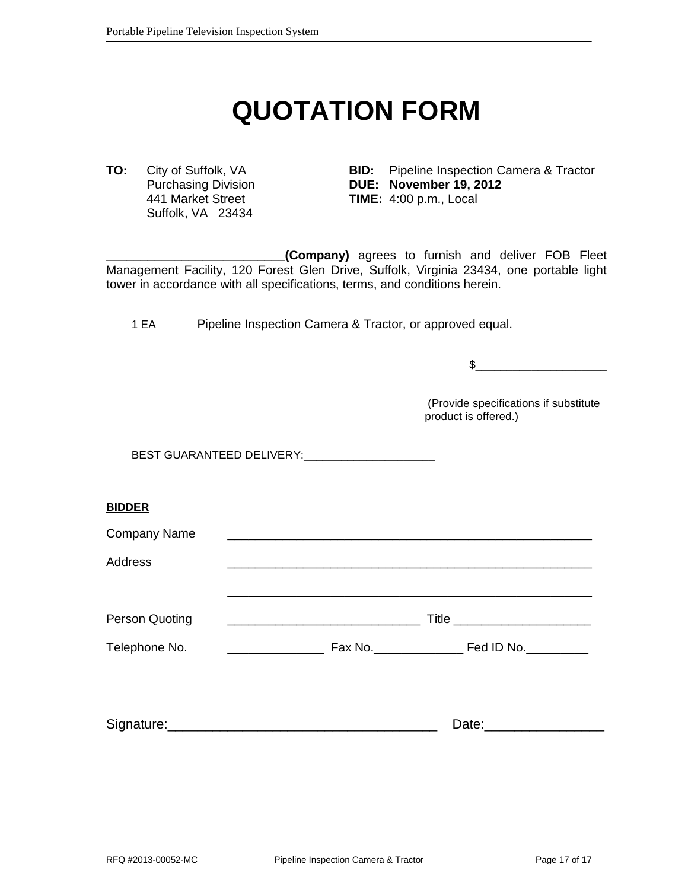# QUOTATION FORM

**TO:** City of Suffolk, VA
Purchasing Division
441 Market Street
Suffolk, VA 23434

**BID:** Pipeline Inspection Camera & Tractor
**DUE: November 19, 2012**
**TIME:** 4:00 p.m., Local

___________________________**(Company)** agrees to furnish and deliver FOB Fleet Management Facility, 120 Forest Glen Drive, Suffolk, Virginia 23434, one portable light tower in accordance with all specifications, terms, and conditions herein.

1 EA Pipeline Inspection Camera & Tractor, or approved equal.

$____________________

(Provide specifications if substitute product is offered.)

BEST GUARANTEED DELIVERY:_____________________

**BIDDER**

Company Name ______________________________________________________

Address ______________________________________________________

______________________________________________________

Person Quoting ____________________________ Title ____________________

Telephone No. ______________ Fax No._____________ Fed ID No._________

Signature:____________________________________ Date:________________